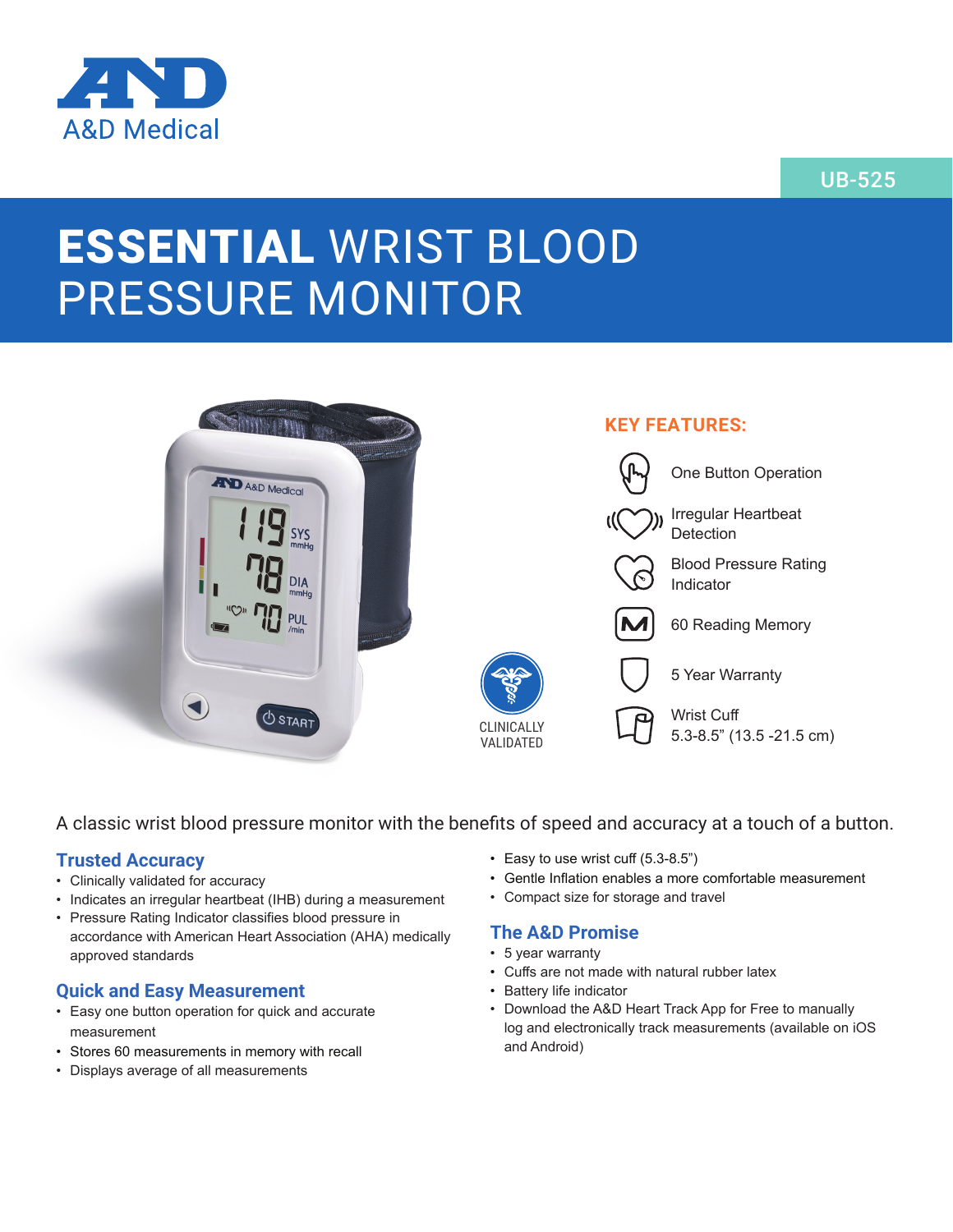A&D Medical

UB-525

# **ESSENTIAL** WRIST BLOOD PRESSURE MONITOR

CLINICALLY VALIDATED

## KEY FEATURES:

- One Button Operation
- Irregular Heartbeat Detection
- Blood Pressure Rating Indicator
- 60 Reading Memory
- 5 Year Warranty
- Wrist Cuff 5.3-8.5" (13.5 -21.5 cm)

A classic wrist blood pressure monitor with the benefits of speed and accuracy at a touch of a button.

### Trusted Accuracy

- Clinically validated for accuracy
- Indicates an irregular heartbeat (IHB) during a measurement
- Pressure Rating Indicator classifies blood pressure in accordance with American Heart Association (AHA) medically approved standards

### Quick and Easy Measurement

- Easy one button operation for quick and accurate measurement
- Stores 60 measurements in memory with recall
- Displays average of all measurements
- Easy to use wrist cuff (5.3-8.5")
- Gentle Inflation enables a more comfortable measurement
- Compact size for storage and travel

### The A&D Promise

- 5 year warranty
- Cuffs are not made with natural rubber latex
- Battery life indicator
- Download the A&D Heart Track App for Free to manually log and electronically track measurements (available on iOS and Android)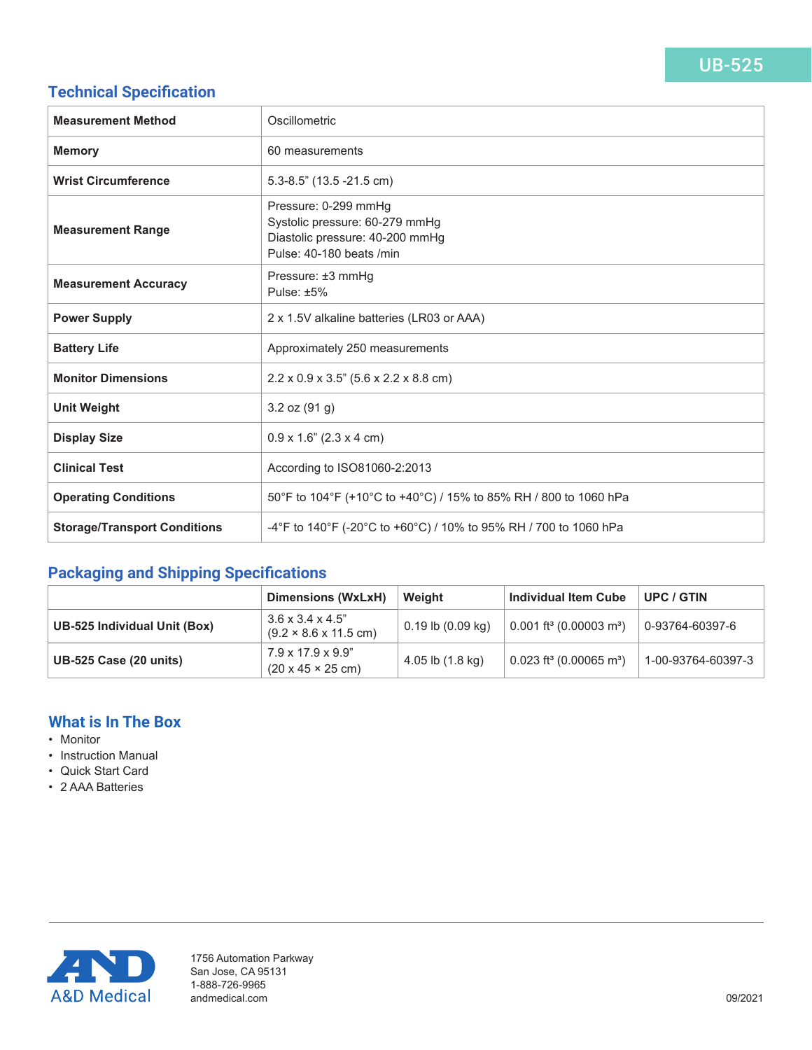UB-525

## Technical Specification

| | |
|---|---|
| **Measurement Method** | Oscillometric |
| **Memory** | 60 measurements |
| **Wrist Circumference** | 5.3-8.5" (13.5 -21.5 cm) |
| **Measurement Range** | Pressure: 0-299 mmHg<br>Systolic pressure: 60-279 mmHg<br>Diastolic pressure: 40-200 mmHg<br>Pulse: 40-180 beats /min |
| **Measurement Accuracy** | Pressure: ±3 mmHg<br>Pulse: ±5% |
| **Power Supply** | 2 x 1.5V alkaline batteries (LR03 or AAA) |
| **Battery Life** | Approximately 250 measurements |
| **Monitor Dimensions** | 2.2 x 0.9 x 3.5" (5.6 x 2.2 x 8.8 cm) |
| **Unit Weight** | 3.2 oz (91 g) |
| **Display Size** | 0.9 x 1.6" (2.3 x 4 cm) |
| **Clinical Test** | According to ISO81060-2:2013 |
| **Operating Conditions** | 50°F to 104°F (+10°C to +40°C) / 15% to 85% RH / 800 to 1060 hPa |
| **Storage/Transport Conditions** | -4°F to 140°F (-20°C to +60°C) / 10% to 95% RH / 700 to 1060 hPa |

## Packaging and Shipping Specifications

| | Dimensions (WxLxH) | Weight | Individual Item Cube | UPC / GTIN |
|---|---|---|---|---|
| **UB-525 Individual Unit (Box)** | 3.6 x 3.4 x 4.5"<br>(9.2 × 8.6 x 11.5 cm) | 0.19 lb (0.09 kg) | 0.001 ft³ (0.00003 m³) | 0-93764-60397-6 |
| **UB-525 Case (20 units)** | 7.9 x 17.9 x 9.9"<br>(20 x 45 × 25 cm) | 4.05 lb (1.8 kg) | 0.023 ft³ (0.00065 m³) | 1-00-93764-60397-3 |

## What is In The Box

- Monitor
- Instruction Manual
- Quick Start Card
- 2 AAA Batteries

A&D Medical

1756 Automation Parkway
San Jose, CA 95131
1-888-726-9965
andmedical.com

09/2021